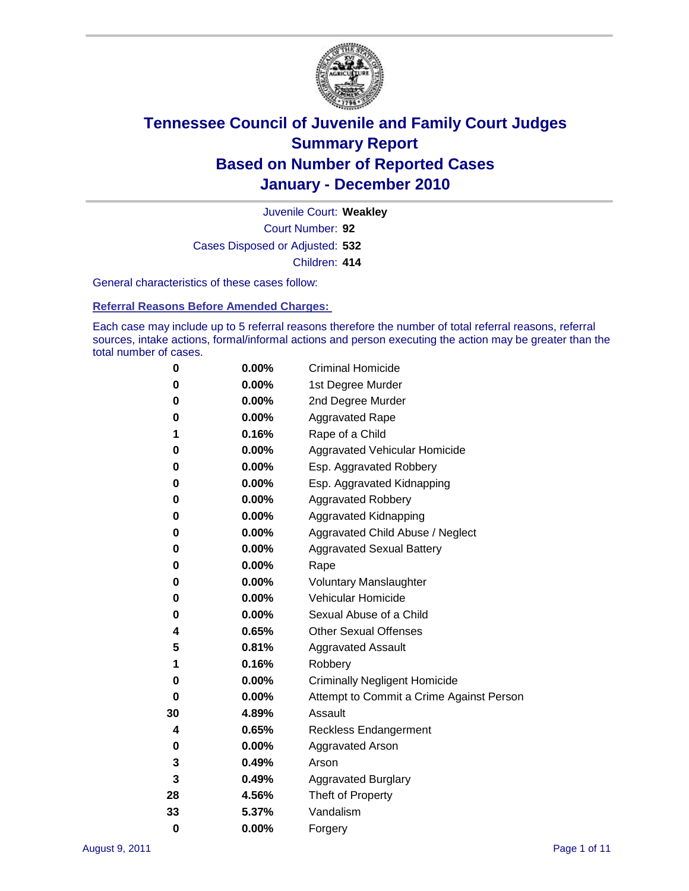# Tennessee Council of Juvenile and Family Court Judges
# Summary Report
# Based on Number of Reported Cases
# January - December 2010

Juvenile Court: **Weakley**

Court Number: **92**

Cases Disposed or Adjusted: **532**

Children: **414**

General characteristics of these cases follow:

## Referral Reasons Before Amended Charges:

Each case may include up to 5 referral reasons therefore the number of total referral reasons, referral sources, intake actions, formal/informal actions and person executing the action may be greater than the total number of cases.

| Count | Percent | Referral Reason |
|---|---|---|
| 0 | 0.00% | Criminal Homicide |
| 0 | 0.00% | 1st Degree Murder |
| 0 | 0.00% | 2nd Degree Murder |
| 0 | 0.00% | Aggravated Rape |
| 1 | 0.16% | Rape of a Child |
| 0 | 0.00% | Aggravated Vehicular Homicide |
| 0 | 0.00% | Esp. Aggravated Robbery |
| 0 | 0.00% | Esp. Aggravated Kidnapping |
| 0 | 0.00% | Aggravated Robbery |
| 0 | 0.00% | Aggravated Kidnapping |
| 0 | 0.00% | Aggravated Child Abuse / Neglect |
| 0 | 0.00% | Aggravated Sexual Battery |
| 0 | 0.00% | Rape |
| 0 | 0.00% | Voluntary Manslaughter |
| 0 | 0.00% | Vehicular Homicide |
| 0 | 0.00% | Sexual Abuse of a Child |
| 4 | 0.65% | Other Sexual Offenses |
| 5 | 0.81% | Aggravated Assault |
| 1 | 0.16% | Robbery |
| 0 | 0.00% | Criminally Negligent Homicide |
| 0 | 0.00% | Attempt to Commit a Crime Against Person |
| 30 | 4.89% | Assault |
| 4 | 0.65% | Reckless Endangerment |
| 0 | 0.00% | Aggravated Arson |
| 3 | 0.49% | Arson |
| 3 | 0.49% | Aggravated Burglary |
| 28 | 4.56% | Theft of Property |
| 33 | 5.37% | Vandalism |
| 0 | 0.00% | Forgery |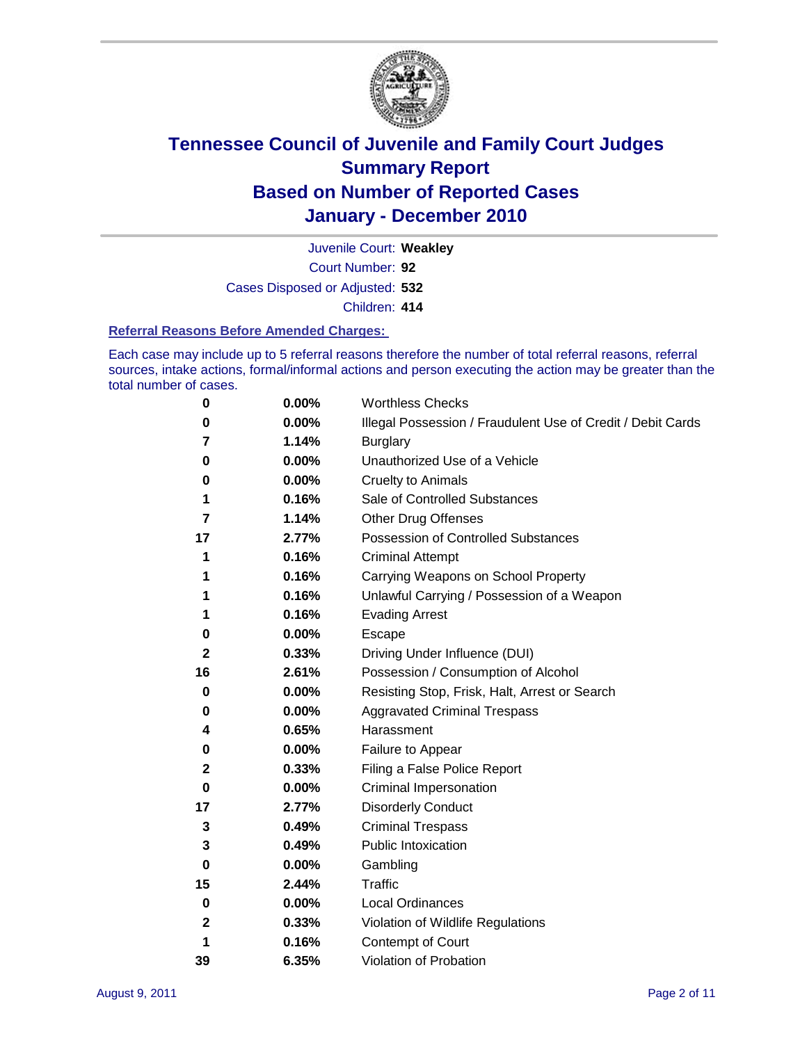# Tennessee Council of Juvenile and Family Court Judges
# Summary Report
# Based on Number of Reported Cases
# January - December 2010

Juvenile Court: **Weakley**

Court Number: **92**

Cases Disposed or Adjusted: **532**

Children: **414**

### Referral Reasons Before Amended Charges:

Each case may include up to 5 referral reasons therefore the number of total referral reasons, referral sources, intake actions, formal/informal actions and person executing the action may be greater than the total number of cases.

| | | |
|---|---|---|
| 0 | 0.00% | Worthless Checks |
| 0 | 0.00% | Illegal Possession / Fraudulent Use of Credit / Debit Cards |
| 7 | 1.14% | Burglary |
| 0 | 0.00% | Unauthorized Use of a Vehicle |
| 0 | 0.00% | Cruelty to Animals |
| 1 | 0.16% | Sale of Controlled Substances |
| 7 | 1.14% | Other Drug Offenses |
| 17 | 2.77% | Possession of Controlled Substances |
| 1 | 0.16% | Criminal Attempt |
| 1 | 0.16% | Carrying Weapons on School Property |
| 1 | 0.16% | Unlawful Carrying / Possession of a Weapon |
| 1 | 0.16% | Evading Arrest |
| 0 | 0.00% | Escape |
| 2 | 0.33% | Driving Under Influence (DUI) |
| 16 | 2.61% | Possession / Consumption of Alcohol |
| 0 | 0.00% | Resisting Stop, Frisk, Halt, Arrest or Search |
| 0 | 0.00% | Aggravated Criminal Trespass |
| 4 | 0.65% | Harassment |
| 0 | 0.00% | Failure to Appear |
| 2 | 0.33% | Filing a False Police Report |
| 0 | 0.00% | Criminal Impersonation |
| 17 | 2.77% | Disorderly Conduct |
| 3 | 0.49% | Criminal Trespass |
| 3 | 0.49% | Public Intoxication |
| 0 | 0.00% | Gambling |
| 15 | 2.44% | Traffic |
| 0 | 0.00% | Local Ordinances |
| 2 | 0.33% | Violation of Wildlife Regulations |
| 1 | 0.16% | Contempt of Court |
| 39 | 6.35% | Violation of Probation |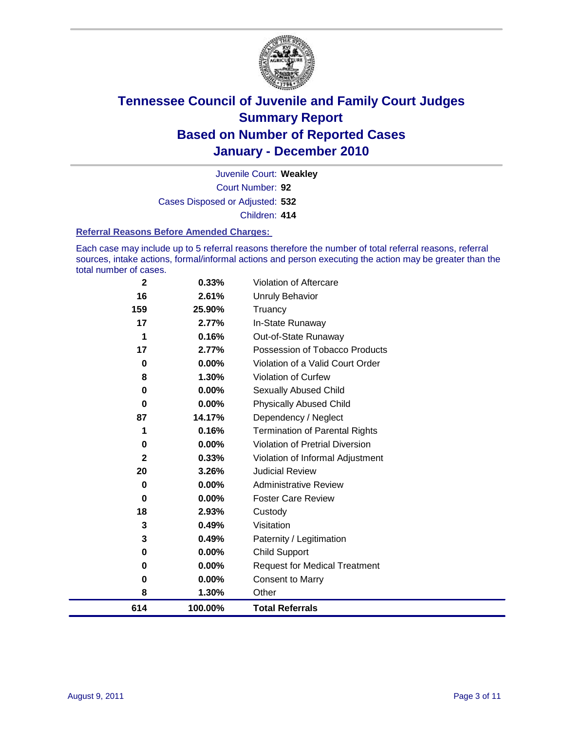# Tennessee Council of Juvenile and Family Court Judges
## Summary Report
## Based on Number of Reported Cases
## January - December 2010

Juvenile Court: **Weakley**

Court Number: **92**

Cases Disposed or Adjusted: **532**

Children: **414**

### Referral Reasons Before Amended Charges:

Each case may include up to 5 referral reasons therefore the number of total referral reasons, referral sources, intake actions, formal/informal actions and person executing the action may be greater than the total number of cases.

| Count | Percent | Referral Reason |
|---|---|---|
| 2 | 0.33% | Violation of Aftercare |
| 16 | 2.61% | Unruly Behavior |
| 159 | 25.90% | Truancy |
| 17 | 2.77% | In-State Runaway |
| 1 | 0.16% | Out-of-State Runaway |
| 17 | 2.77% | Possession of Tobacco Products |
| 0 | 0.00% | Violation of a Valid Court Order |
| 8 | 1.30% | Violation of Curfew |
| 0 | 0.00% | Sexually Abused Child |
| 0 | 0.00% | Physically Abused Child |
| 87 | 14.17% | Dependency / Neglect |
| 1 | 0.16% | Termination of Parental Rights |
| 0 | 0.00% | Violation of Pretrial Diversion |
| 2 | 0.33% | Violation of Informal Adjustment |
| 20 | 3.26% | Judicial Review |
| 0 | 0.00% | Administrative Review |
| 0 | 0.00% | Foster Care Review |
| 18 | 2.93% | Custody |
| 3 | 0.49% | Visitation |
| 3 | 0.49% | Paternity / Legitimation |
| 0 | 0.00% | Child Support |
| 0 | 0.00% | Request for Medical Treatment |
| 0 | 0.00% | Consent to Marry |
| 8 | 1.30% | Other |
| **614** | **100.00%** | **Total Referrals** |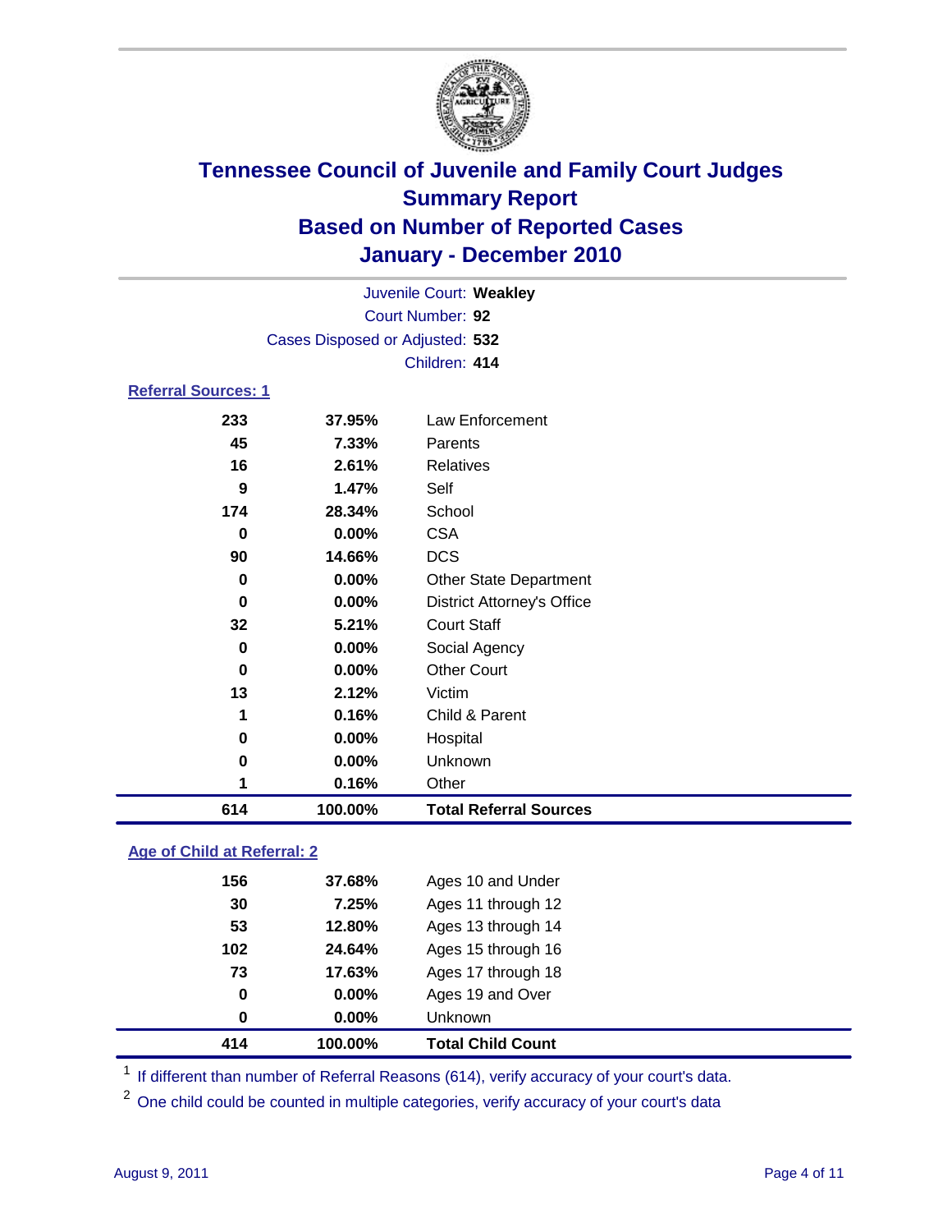# Tennessee Council of Juvenile and Family Court Judges
## Summary Report
## Based on Number of Reported Cases
## January - December 2010

Juvenile Court: **Weakley**
Court Number: **92**
Cases Disposed or Adjusted: **532**
Children: **414**

### Referral Sources: 1

| | | |
|---|---|---|
| 233 | 37.95% | Law Enforcement |
| 45 | 7.33% | Parents |
| 16 | 2.61% | Relatives |
| 9 | 1.47% | Self |
| 174 | 28.34% | School |
| 0 | 0.00% | CSA |
| 90 | 14.66% | DCS |
| 0 | 0.00% | Other State Department |
| 0 | 0.00% | District Attorney's Office |
| 32 | 5.21% | Court Staff |
| 0 | 0.00% | Social Agency |
| 0 | 0.00% | Other Court |
| 13 | 2.12% | Victim |
| 1 | 0.16% | Child & Parent |
| 0 | 0.00% | Hospital |
| 0 | 0.00% | Unknown |
| 1 | 0.16% | Other |
| **614** | **100.00%** | **Total Referral Sources** |

### Age of Child at Referral: 2

| | | |
|---|---|---|
| 156 | 37.68% | Ages 10 and Under |
| 30 | 7.25% | Ages 11 through 12 |
| 53 | 12.80% | Ages 13 through 14 |
| 102 | 24.64% | Ages 15 through 16 |
| 73 | 17.63% | Ages 17 through 18 |
| 0 | 0.00% | Ages 19 and Over |
| 0 | 0.00% | Unknown |
| **414** | **100.00%** | **Total Child Count** |

[1] If different than number of Referral Reasons (614), verify accuracy of your court's data.

[2] One child could be counted in multiple categories, verify accuracy of your court's data

August 9, 2011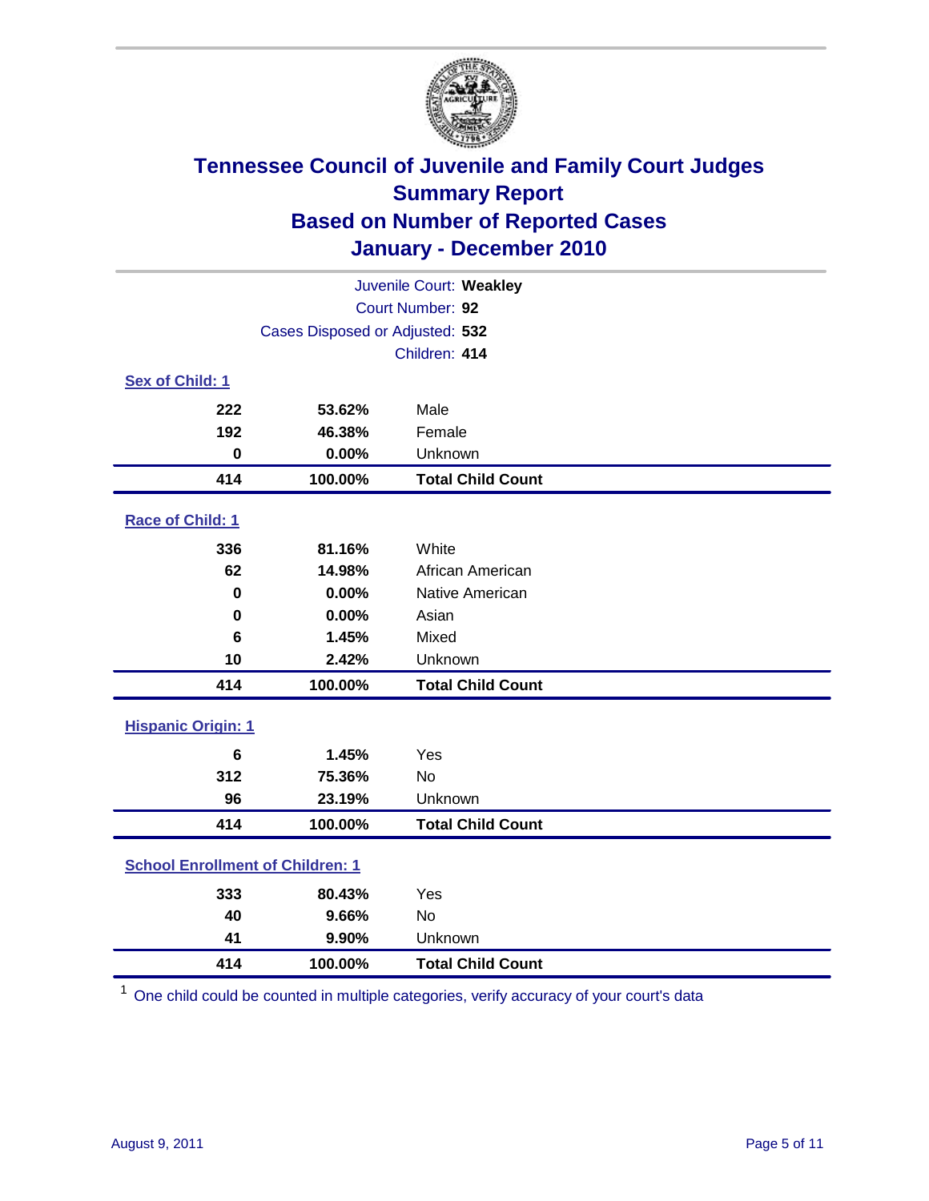# Tennessee Council of Juvenile and Family Court Judges
## Summary Report
## Based on Number of Reported Cases
## January - December 2010

Juvenile Court: **Weakley**
Court Number: **92**
Cases Disposed or Adjusted: **532**
Children: **414**

### Sex of Child: 1

| Count | Percent | Category |
|---|---|---|
| 222 | 53.62% | Male |
| 192 | 46.38% | Female |
| 0 | 0.00% | Unknown |
| **414** | **100.00%** | **Total Child Count** |

### Race of Child: 1

| Count | Percent | Category |
|---|---|---|
| 336 | 81.16% | White |
| 62 | 14.98% | African American |
| 0 | 0.00% | Native American |
| 0 | 0.00% | Asian |
| 6 | 1.45% | Mixed |
| 10 | 2.42% | Unknown |
| **414** | **100.00%** | **Total Child Count** |

### Hispanic Origin: 1

| Count | Percent | Category |
|---|---|---|
| 6 | 1.45% | Yes |
| 312 | 75.36% | No |
| 96 | 23.19% | Unknown |
| **414** | **100.00%** | **Total Child Count** |

### School Enrollment of Children: 1

| Count | Percent | Category |
|---|---|---|
| 333 | 80.43% | Yes |
| 40 | 9.66% | No |
| 41 | 9.90% | Unknown |
| **414** | **100.00%** | **Total Child Count** |

[1] One child could be counted in multiple categories, verify accuracy of your court's data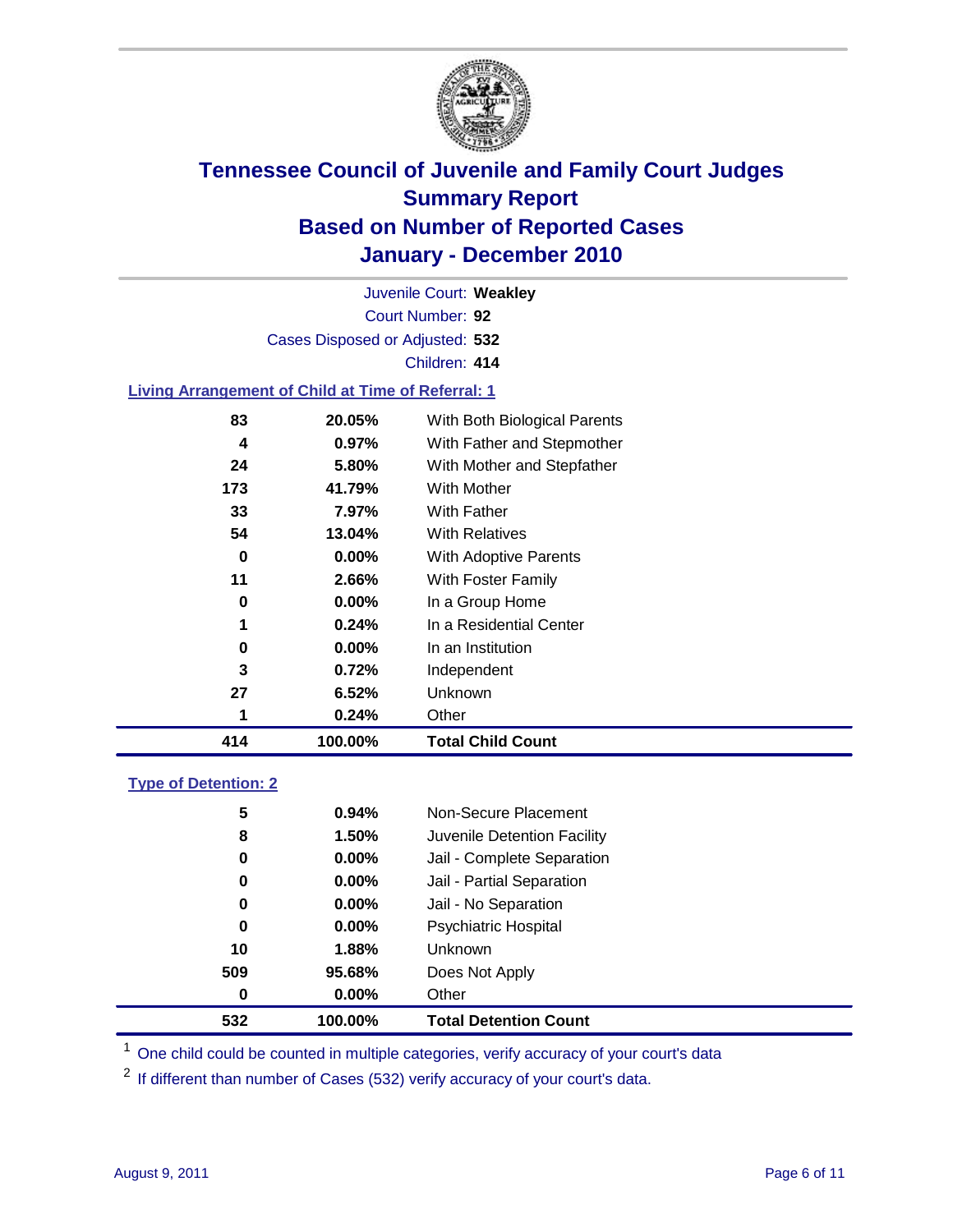# Tennessee Council of Juvenile and Family Court Judges
## Summary Report
## Based on Number of Reported Cases
## January - December 2010

Juvenile Court: **Weakley**

Court Number: **92**

Cases Disposed or Adjusted: **532**

Children: **414**

### Living Arrangement of Child at Time of Referral: 1

| | | |
|---|---|---|
| 83 | 20.05% | With Both Biological Parents |
| 4 | 0.97% | With Father and Stepmother |
| 24 | 5.80% | With Mother and Stepfather |
| 173 | 41.79% | With Mother |
| 33 | 7.97% | With Father |
| 54 | 13.04% | With Relatives |
| 0 | 0.00% | With Adoptive Parents |
| 11 | 2.66% | With Foster Family |
| 0 | 0.00% | In a Group Home |
| 1 | 0.24% | In a Residential Center |
| 0 | 0.00% | In an Institution |
| 3 | 0.72% | Independent |
| 27 | 6.52% | Unknown |
| 1 | 0.24% | Other |
| **414** | **100.00%** | **Total Child Count** |

### Type of Detention: 2

| | | |
|---|---|---|
| 5 | 0.94% | Non-Secure Placement |
| 8 | 1.50% | Juvenile Detention Facility |
| 0 | 0.00% | Jail - Complete Separation |
| 0 | 0.00% | Jail - Partial Separation |
| 0 | 0.00% | Jail - No Separation |
| 0 | 0.00% | Psychiatric Hospital |
| 10 | 1.88% | Unknown |
| 509 | 95.68% | Does Not Apply |
| 0 | 0.00% | Other |
| **532** | **100.00%** | **Total Detention Count** |

[1] One child could be counted in multiple categories, verify accuracy of your court's data

[2] If different than number of Cases (532) verify accuracy of your court's data.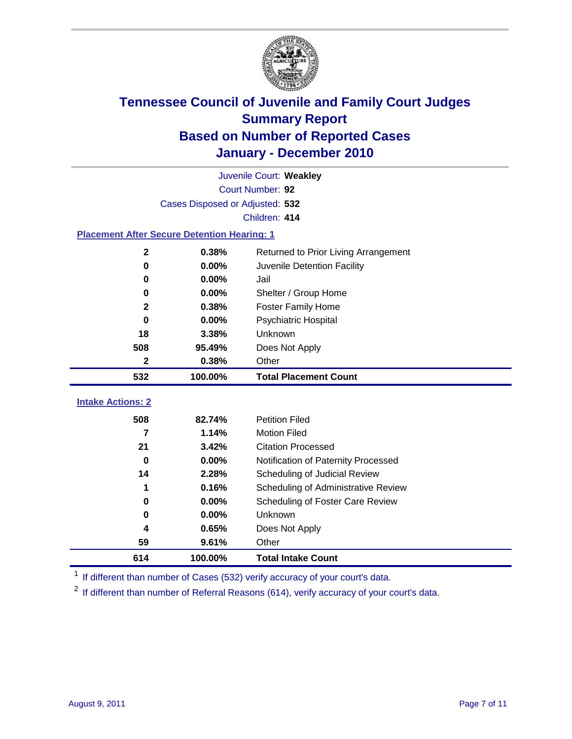# Tennessee Council of Juvenile and Family Court Judges
## Summary Report
## Based on Number of Reported Cases
## January - December 2010

Juvenile Court: **Weakley**

Court Number: **92**

Cases Disposed or Adjusted: **532**

Children: **414**

### Placement After Secure Detention Hearing: 1

| | | |
|---|---|---|
| 2 | 0.38% | Returned to Prior Living Arrangement |
| 0 | 0.00% | Juvenile Detention Facility |
| 0 | 0.00% | Jail |
| 0 | 0.00% | Shelter / Group Home |
| 2 | 0.38% | Foster Family Home |
| 0 | 0.00% | Psychiatric Hospital |
| 18 | 3.38% | Unknown |
| 508 | 95.49% | Does Not Apply |
| 2 | 0.38% | Other |
| **532** | **100.00%** | **Total Placement Count** |

### Intake Actions: 2

| | | |
|---|---|---|
| 508 | 82.74% | Petition Filed |
| 7 | 1.14% | Motion Filed |
| 21 | 3.42% | Citation Processed |
| 0 | 0.00% | Notification of Paternity Processed |
| 14 | 2.28% | Scheduling of Judicial Review |
| 1 | 0.16% | Scheduling of Administrative Review |
| 0 | 0.00% | Scheduling of Foster Care Review |
| 0 | 0.00% | Unknown |
| 4 | 0.65% | Does Not Apply |
| 59 | 9.61% | Other |
| **614** | **100.00%** | **Total Intake Count** |

[1] If different than number of Cases (532) verify accuracy of your court's data.

[2] If different than number of Referral Reasons (614), verify accuracy of your court's data.

August 9, 2011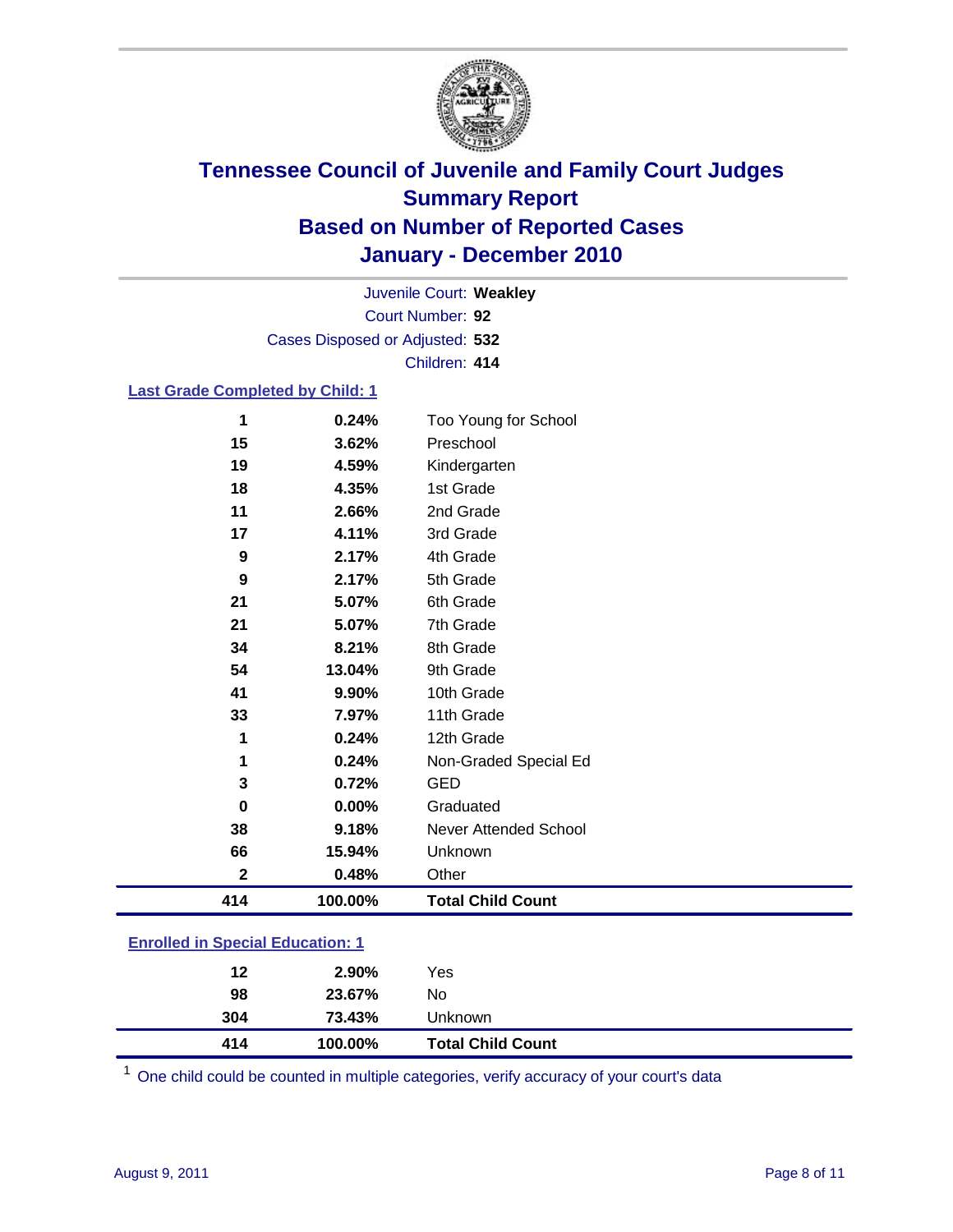# Tennessee Council of Juvenile and Family Court Judges
## Summary Report
## Based on Number of Reported Cases
## January - December 2010

Juvenile Court: **Weakley**
Court Number: **92**
Cases Disposed or Adjusted: **532**
Children: **414**

### Last Grade Completed by Child: 1

| Count | Percent | Category |
|---|---|---|
| 1 | 0.24% | Too Young for School |
| 15 | 3.62% | Preschool |
| 19 | 4.59% | Kindergarten |
| 18 | 4.35% | 1st Grade |
| 11 | 2.66% | 2nd Grade |
| 17 | 4.11% | 3rd Grade |
| 9 | 2.17% | 4th Grade |
| 9 | 2.17% | 5th Grade |
| 21 | 5.07% | 6th Grade |
| 21 | 5.07% | 7th Grade |
| 34 | 8.21% | 8th Grade |
| 54 | 13.04% | 9th Grade |
| 41 | 9.90% | 10th Grade |
| 33 | 7.97% | 11th Grade |
| 1 | 0.24% | 12th Grade |
| 1 | 0.24% | Non-Graded Special Ed |
| 3 | 0.72% | GED |
| 0 | 0.00% | Graduated |
| 38 | 9.18% | Never Attended School |
| 66 | 15.94% | Unknown |
| 2 | 0.48% | Other |
| **414** | **100.00%** | **Total Child Count** |

### Enrolled in Special Education: 1

| Count | Percent | Category |
|---|---|---|
| 12 | 2.90% | Yes |
| 98 | 23.67% | No |
| 304 | 73.43% | Unknown |
| **414** | **100.00%** | **Total Child Count** |

[1] One child could be counted in multiple categories, verify accuracy of your court's data

August 9, 2011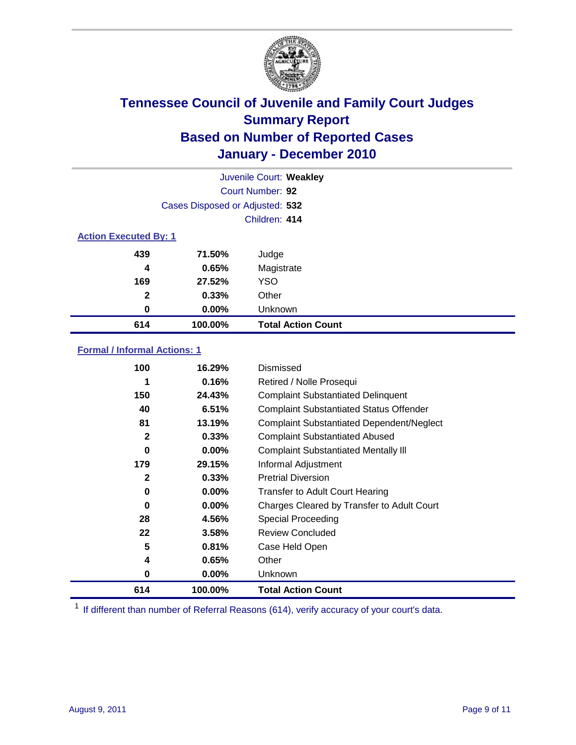# Tennessee Council of Juvenile and Family Court Judges
## Summary Report
## Based on Number of Reported Cases
## January - December 2010

Juvenile Court: **Weakley**

Court Number: **92**

Cases Disposed or Adjusted: **532**

Children: **414**

### Action Executed By: 1

| | | |
|---|---|---|
| 439 | 71.50% | Judge |
| 4 | 0.65% | Magistrate |
| 169 | 27.52% | YSO |
| 2 | 0.33% | Other |
| 0 | 0.00% | Unknown |
| **614** | **100.00%** | **Total Action Count** |

### Formal / Informal Actions: 1

| | | |
|---|---|---|
| 100 | 16.29% | Dismissed |
| 1 | 0.16% | Retired / Nolle Prosequi |
| 150 | 24.43% | Complaint Substantiated Delinquent |
| 40 | 6.51% | Complaint Substantiated Status Offender |
| 81 | 13.19% | Complaint Substantiated Dependent/Neglect |
| 2 | 0.33% | Complaint Substantiated Abused |
| 0 | 0.00% | Complaint Substantiated Mentally Ill |
| 179 | 29.15% | Informal Adjustment |
| 2 | 0.33% | Pretrial Diversion |
| 0 | 0.00% | Transfer to Adult Court Hearing |
| 0 | 0.00% | Charges Cleared by Transfer to Adult Court |
| 28 | 4.56% | Special Proceeding |
| 22 | 3.58% | Review Concluded |
| 5 | 0.81% | Case Held Open |
| 4 | 0.65% | Other |
| 0 | 0.00% | Unknown |
| **614** | **100.00%** | **Total Action Count** |

[1] If different than number of Referral Reasons (614), verify accuracy of your court's data.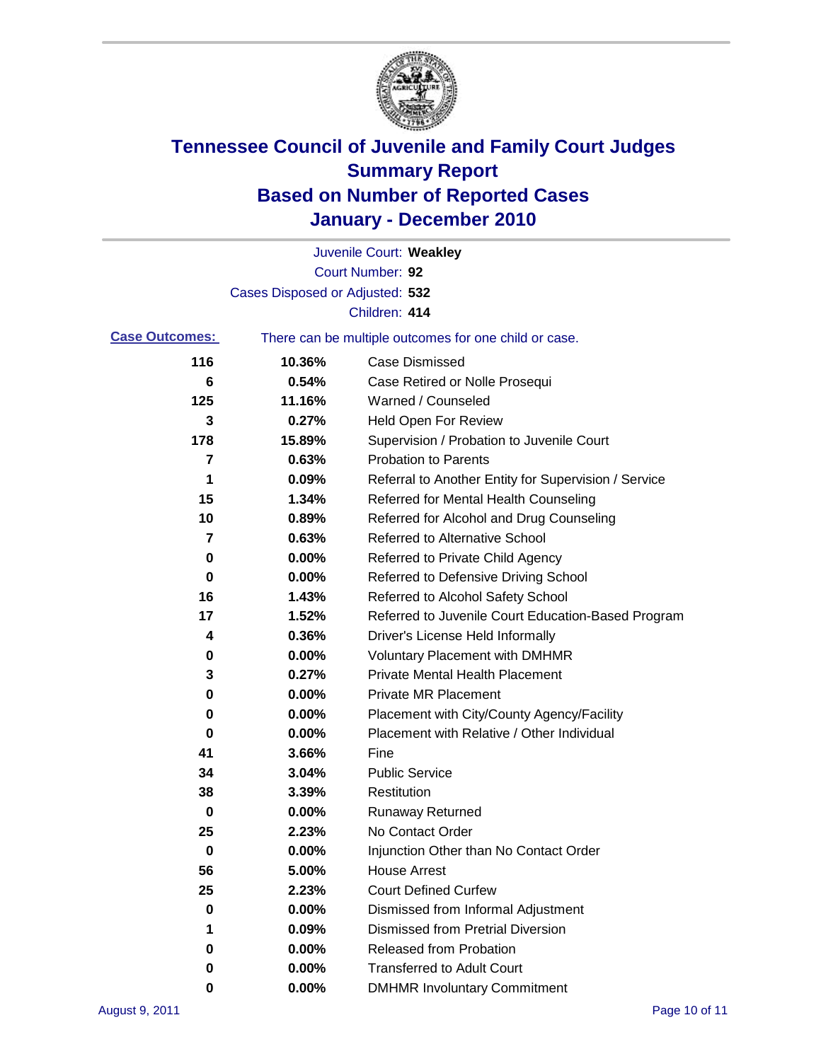# Tennessee Council of Juvenile and Family Court Judges
# Summary Report
# Based on Number of Reported Cases
# January - December 2010

Juvenile Court: **Weakley**

Court Number: **92**

Cases Disposed or Adjusted: **532**

Children: **414**

**Case Outcomes:** There can be multiple outcomes for one child or case.

| | | |
|---|---|---|
| 116 | 10.36% | Case Dismissed |
| 6 | 0.54% | Case Retired or Nolle Prosequi |
| 125 | 11.16% | Warned / Counseled |
| 3 | 0.27% | Held Open For Review |
| 178 | 15.89% | Supervision / Probation to Juvenile Court |
| 7 | 0.63% | Probation to Parents |
| 1 | 0.09% | Referral to Another Entity for Supervision / Service |
| 15 | 1.34% | Referred for Mental Health Counseling |
| 10 | 0.89% | Referred for Alcohol and Drug Counseling |
| 7 | 0.63% | Referred to Alternative School |
| 0 | 0.00% | Referred to Private Child Agency |
| 0 | 0.00% | Referred to Defensive Driving School |
| 16 | 1.43% | Referred to Alcohol Safety School |
| 17 | 1.52% | Referred to Juvenile Court Education-Based Program |
| 4 | 0.36% | Driver's License Held Informally |
| 0 | 0.00% | Voluntary Placement with DMHMR |
| 3 | 0.27% | Private Mental Health Placement |
| 0 | 0.00% | Private MR Placement |
| 0 | 0.00% | Placement with City/County Agency/Facility |
| 0 | 0.00% | Placement with Relative / Other Individual |
| 41 | 3.66% | Fine |
| 34 | 3.04% | Public Service |
| 38 | 3.39% | Restitution |
| 0 | 0.00% | Runaway Returned |
| 25 | 2.23% | No Contact Order |
| 0 | 0.00% | Injunction Other than No Contact Order |
| 56 | 5.00% | House Arrest |
| 25 | 2.23% | Court Defined Curfew |
| 0 | 0.00% | Dismissed from Informal Adjustment |
| 1 | 0.09% | Dismissed from Pretrial Diversion |
| 0 | 0.00% | Released from Probation |
| 0 | 0.00% | Transferred to Adult Court |
| 0 | 0.00% | DMHMR Involuntary Commitment |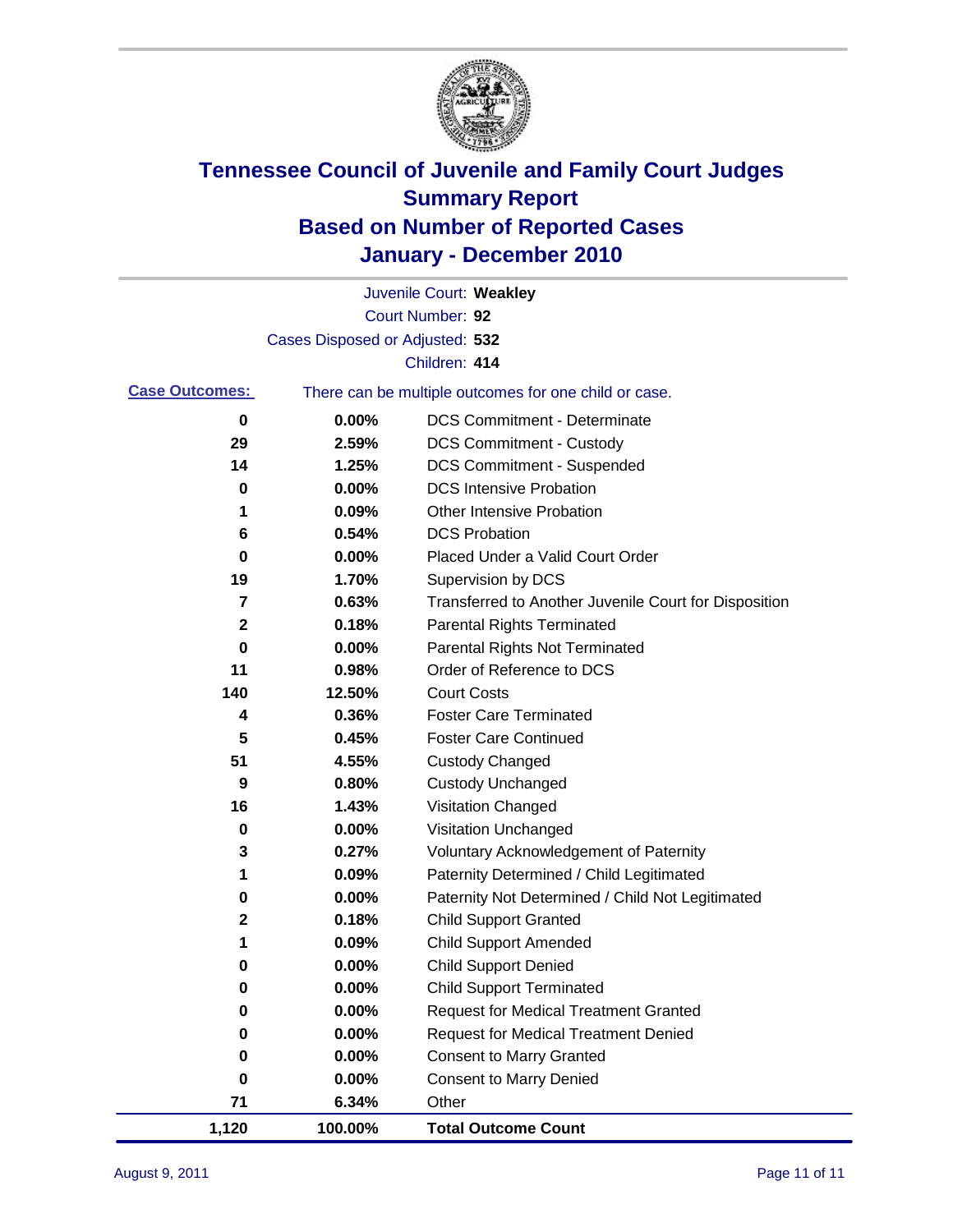# Tennessee Council of Juvenile and Family Court Judges
## Summary Report
## Based on Number of Reported Cases
## January - December 2010

Juvenile Court: **Weakley**

Court Number: **92**

Cases Disposed or Adjusted: **532**

Children: **414**

**Case Outcomes:** There can be multiple outcomes for one child or case.

| | | |
|---|---|---|
| 0 | 0.00% | DCS Commitment - Determinate |
| 29 | 2.59% | DCS Commitment - Custody |
| 14 | 1.25% | DCS Commitment - Suspended |
| 0 | 0.00% | DCS Intensive Probation |
| 1 | 0.09% | Other Intensive Probation |
| 6 | 0.54% | DCS Probation |
| 0 | 0.00% | Placed Under a Valid Court Order |
| 19 | 1.70% | Supervision by DCS |
| 7 | 0.63% | Transferred to Another Juvenile Court for Disposition |
| 2 | 0.18% | Parental Rights Terminated |
| 0 | 0.00% | Parental Rights Not Terminated |
| 11 | 0.98% | Order of Reference to DCS |
| 140 | 12.50% | Court Costs |
| 4 | 0.36% | Foster Care Terminated |
| 5 | 0.45% | Foster Care Continued |
| 51 | 4.55% | Custody Changed |
| 9 | 0.80% | Custody Unchanged |
| 16 | 1.43% | Visitation Changed |
| 0 | 0.00% | Visitation Unchanged |
| 3 | 0.27% | Voluntary Acknowledgement of Paternity |
| 1 | 0.09% | Paternity Determined / Child Legitimated |
| 0 | 0.00% | Paternity Not Determined / Child Not Legitimated |
| 2 | 0.18% | Child Support Granted |
| 1 | 0.09% | Child Support Amended |
| 0 | 0.00% | Child Support Denied |
| 0 | 0.00% | Child Support Terminated |
| 0 | 0.00% | Request for Medical Treatment Granted |
| 0 | 0.00% | Request for Medical Treatment Denied |
| 0 | 0.00% | Consent to Marry Granted |
| 0 | 0.00% | Consent to Marry Denied |
| 71 | 6.34% | Other |
| **1,120** | **100.00%** | **Total Outcome Count** |